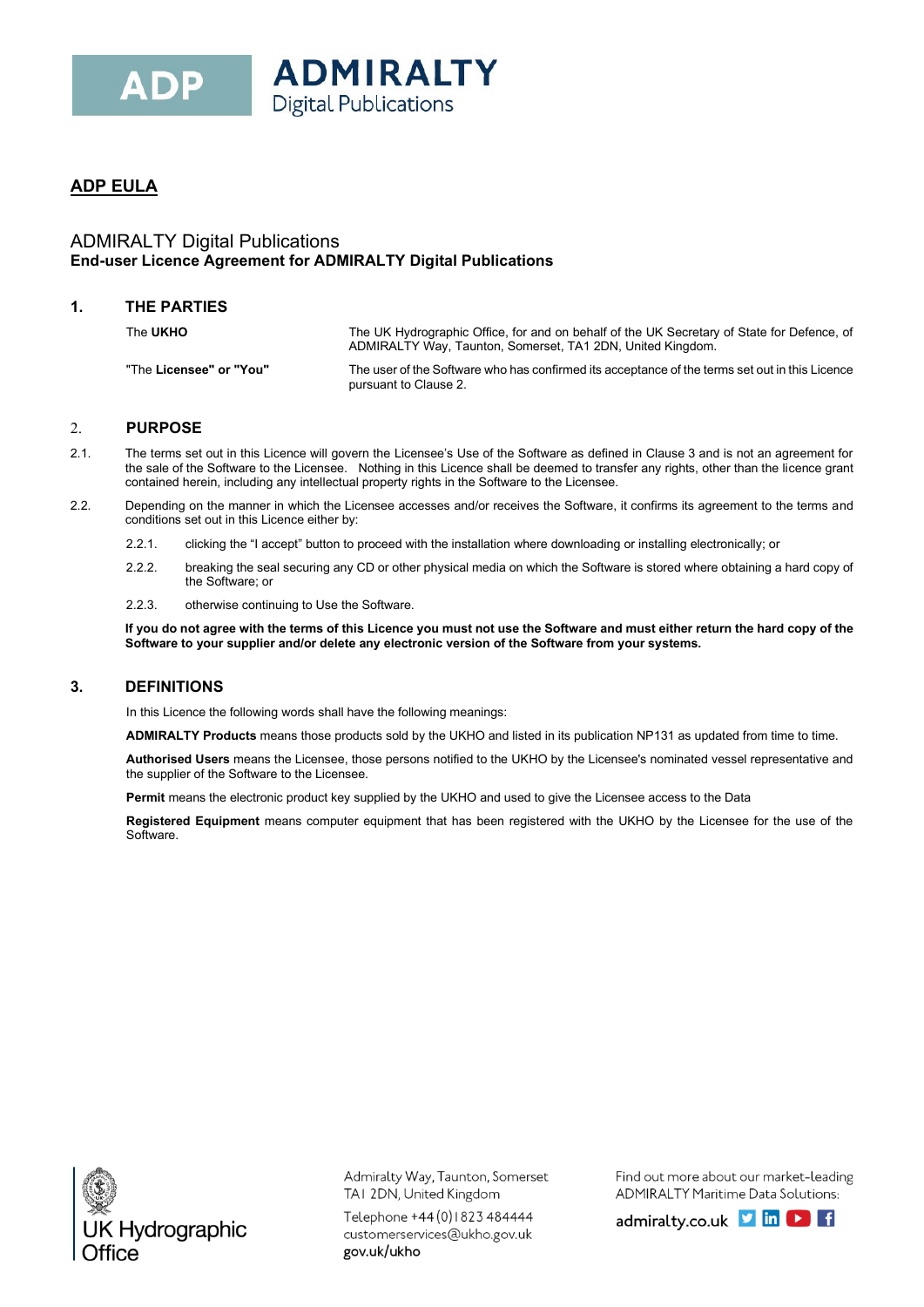ADP ADMIRALTY Digital Publications

## ADP EULA

# ADMIRALTY Digital Publications
**End-user Licence Agreement for ADMIRALTY Digital Publications**

## 1. THE PARTIES

| | |
|---|---|
| The **UKHO** | The UK Hydrographic Office, for and on behalf of the UK Secretary of State for Defence, of ADMIRALTY Way, Taunton, Somerset, TA1 2DN, United Kingdom. |
| "The **Licensee" or "You"** | The user of the Software who has confirmed its acceptance of the terms set out in this Licence pursuant to Clause 2. |

## 2. PURPOSE

2.1. The terms set out in this Licence will govern the Licensee's Use of the Software as defined in Clause 3 and is not an agreement for the sale of the Software to the Licensee. Nothing in this Licence shall be deemed to transfer any rights, other than the licence grant contained herein, including any intellectual property rights in the Software to the Licensee.

2.2. Depending on the manner in which the Licensee accesses and/or receives the Software, it confirms its agreement to the terms and conditions set out in this Licence either by:

2.2.1. clicking the "I accept" button to proceed with the installation where downloading or installing electronically; or

2.2.2. breaking the seal securing any CD or other physical media on which the Software is stored where obtaining a hard copy of the Software; or

2.2.3. otherwise continuing to Use the Software.

**If you do not agree with the terms of this Licence you must not use the Software and must either return the hard copy of the Software to your supplier and/or delete any electronic version of the Software from your systems.**

## 3. DEFINITIONS

In this Licence the following words shall have the following meanings:

**ADMIRALTY Products** means those products sold by the UKHO and listed in its publication NP131 as updated from time to time.

**Authorised Users** means the Licensee, those persons notified to the UKHO by the Licensee's nominated vessel representative and the supplier of the Software to the Licensee.

**Permit** means the electronic product key supplied by the UKHO and used to give the Licensee access to the Data

**Registered Equipment** means computer equipment that has been registered with the UKHO by the Licensee for the use of the Software.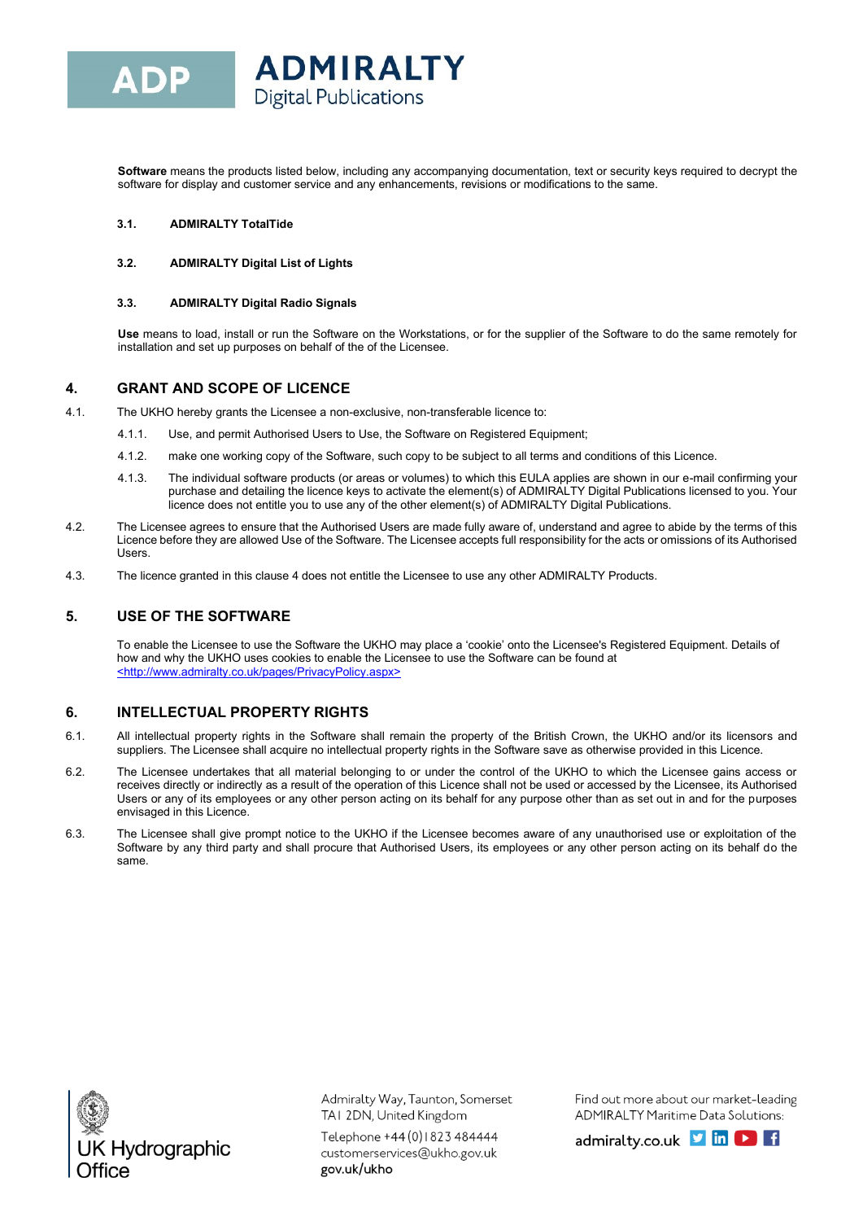**Software** means the products listed below, including any accompanying documentation, text or security keys required to decrypt the software for display and customer service and any enhancements, revisions or modifications to the same.

**3.1. ADMIRALTY TotalTide**

**3.2. ADMIRALTY Digital List of Lights**

**3.3. ADMIRALTY Digital Radio Signals**

**Use** means to load, install or run the Software on the Workstations, or for the supplier of the Software to do the same remotely for installation and set up purposes on behalf of the of the Licensee.

## 4. GRANT AND SCOPE OF LICENCE

4.1. The UKHO hereby grants the Licensee a non-exclusive, non-transferable licence to:

4.1.1. Use, and permit Authorised Users to Use, the Software on Registered Equipment;

4.1.2. make one working copy of the Software, such copy to be subject to all terms and conditions of this Licence.

4.1.3. The individual software products (or areas or volumes) to which this EULA applies are shown in our e-mail confirming your purchase and detailing the licence keys to activate the element(s) of ADMIRALTY Digital Publications licensed to you. Your licence does not entitle you to use any of the other element(s) of ADMIRALTY Digital Publications.

4.2. The Licensee agrees to ensure that the Authorised Users are made fully aware of, understand and agree to abide by the terms of this Licence before they are allowed Use of the Software. The Licensee accepts full responsibility for the acts or omissions of its Authorised Users.

4.3. The licence granted in this clause 4 does not entitle the Licensee to use any other ADMIRALTY Products.

## 5. USE OF THE SOFTWARE

To enable the Licensee to use the Software the UKHO may place a 'cookie' onto the Licensee's Registered Equipment. Details of how and why the UKHO uses cookies to enable the Licensee to use the Software can be found at <http://www.admiralty.co.uk/pages/PrivacyPolicy.aspx>

## 6. INTELLECTUAL PROPERTY RIGHTS

6.1. All intellectual property rights in the Software shall remain the property of the British Crown, the UKHO and/or its licensors and suppliers. The Licensee shall acquire no intellectual property rights in the Software save as otherwise provided in this Licence.

6.2. The Licensee undertakes that all material belonging to or under the control of the UKHO to which the Licensee gains access or receives directly or indirectly as a result of the operation of this Licence shall not be used or accessed by the Licensee, its Authorised Users or any of its employees or any other person acting on its behalf for any purpose other than as set out in and for the purposes envisaged in this Licence.

6.3. The Licensee shall give prompt notice to the UKHO if the Licensee becomes aware of any unauthorised use or exploitation of the Software by any third party and shall procure that Authorised Users, its employees or any other person acting on its behalf do the same.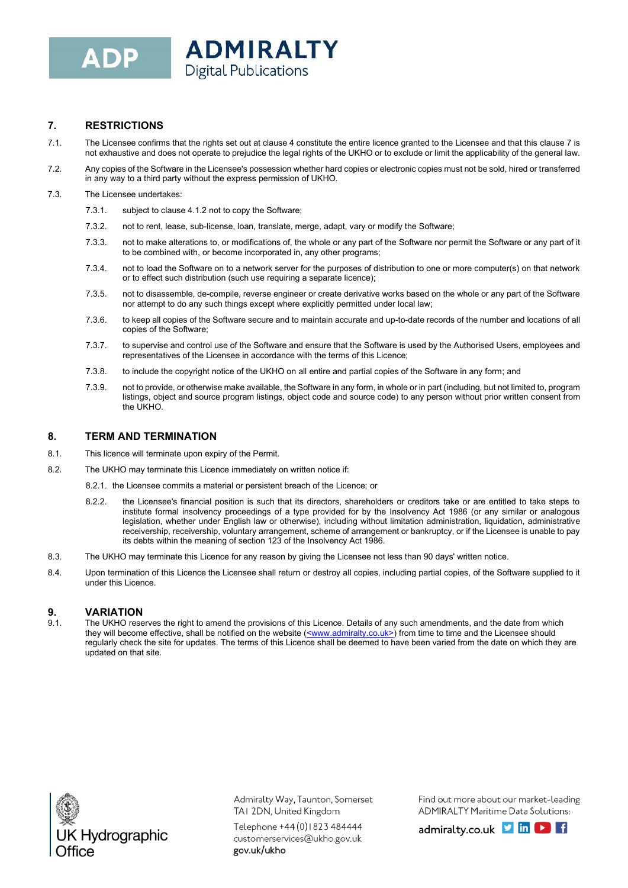## 7. RESTRICTIONS

7.1. The Licensee confirms that the rights set out at clause 4 constitute the entire licence granted to the Licensee and that this clause 7 is not exhaustive and does not operate to prejudice the legal rights of the UKHO or to exclude or limit the applicability of the general law.

7.2. Any copies of the Software in the Licensee's possession whether hard copies or electronic copies must not be sold, hired or transferred in any way to a third party without the express permission of UKHO.

7.3. The Licensee undertakes:

7.3.1. subject to clause 4.1.2 not to copy the Software;

7.3.2. not to rent, lease, sub-license, loan, translate, merge, adapt, vary or modify the Software;

7.3.3. not to make alterations to, or modifications of, the whole or any part of the Software nor permit the Software or any part of it to be combined with, or become incorporated in, any other programs;

7.3.4. not to load the Software on to a network server for the purposes of distribution to one or more computer(s) on that network or to effect such distribution (such use requiring a separate licence);

7.3.5. not to disassemble, de-compile, reverse engineer or create derivative works based on the whole or any part of the Software nor attempt to do any such things except where explicitly permitted under local law;

7.3.6. to keep all copies of the Software secure and to maintain accurate and up-to-date records of the number and locations of all copies of the Software;

7.3.7. to supervise and control use of the Software and ensure that the Software is used by the Authorised Users, employees and representatives of the Licensee in accordance with the terms of this Licence;

7.3.8. to include the copyright notice of the UKHO on all entire and partial copies of the Software in any form; and

7.3.9. not to provide, or otherwise make available, the Software in any form, in whole or in part (including, but not limited to, program listings, object and source program listings, object code and source code) to any person without prior written consent from the UKHO.

## 8. TERM AND TERMINATION

8.1. This licence will terminate upon expiry of the Permit.

8.2. The UKHO may terminate this Licence immediately on written notice if:

8.2.1. the Licensee commits a material or persistent breach of the Licence; or

8.2.2. the Licensee's financial position is such that its directors, shareholders or creditors take or are entitled to take steps to institute formal insolvency proceedings of a type provided for by the Insolvency Act 1986 (or any similar or analogous legislation, whether under English law or otherwise), including without limitation administration, liquidation, administrative receivership, receivership, voluntary arrangement, scheme of arrangement or bankruptcy, or if the Licensee is unable to pay its debts within the meaning of section 123 of the Insolvency Act 1986.

8.3. The UKHO may terminate this Licence for any reason by giving the Licensee not less than 90 days' written notice.

8.4. Upon termination of this Licence the Licensee shall return or destroy all copies, including partial copies, of the Software supplied to it under this Licence.

## 9. VARIATION

9.1. The UKHO reserves the right to amend the provisions of this Licence. Details of any such amendments, and the date from which they will become effective, shall be notified on the website (<www.admiralty.co.uk>) from time to time and the Licensee should regularly check the site for updates. The terms of this Licence shall be deemed to have been varied from the date on which they are updated on that site.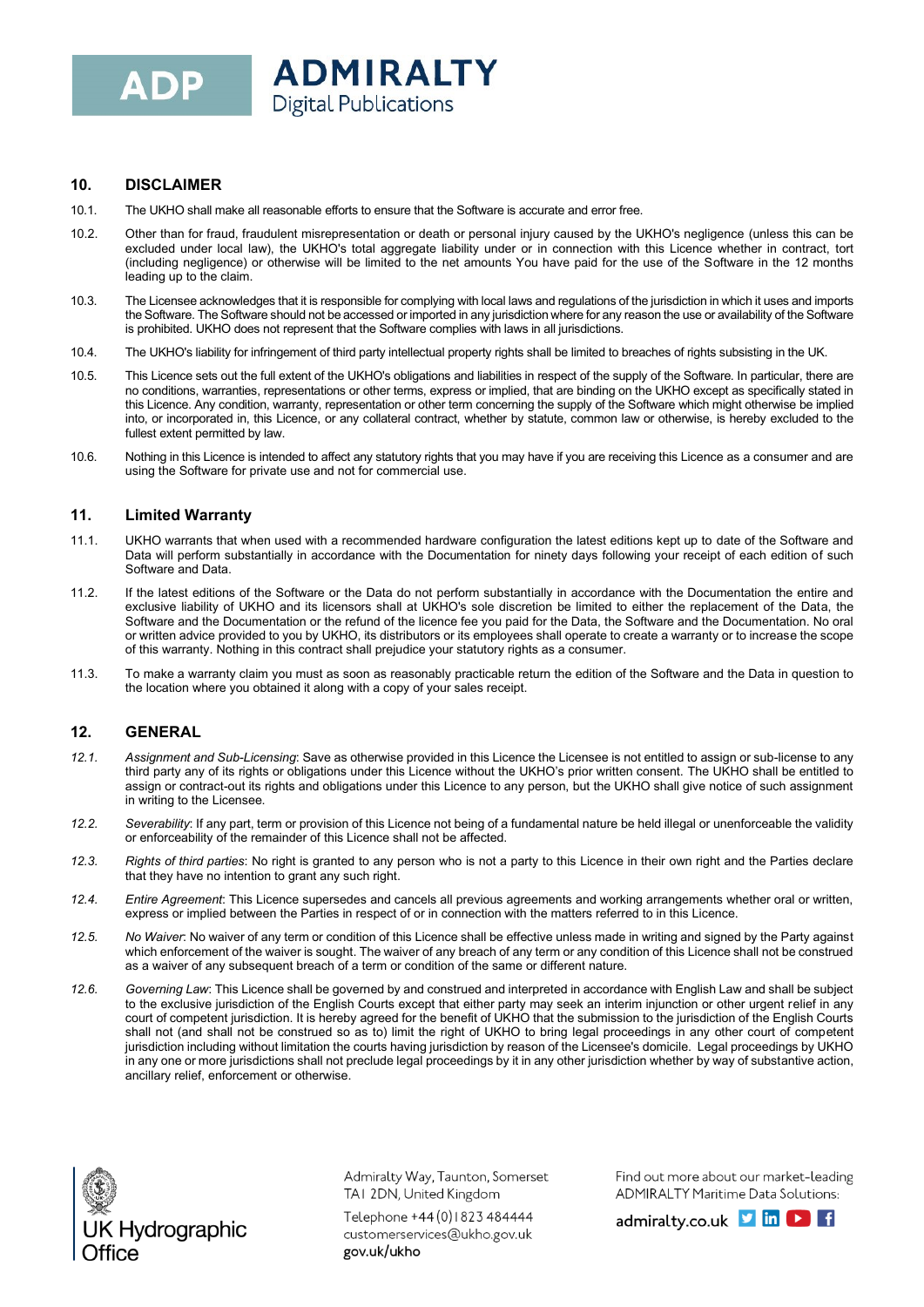## 10. DISCLAIMER

10.1. The UKHO shall make all reasonable efforts to ensure that the Software is accurate and error free.

10.2. Other than for fraud, fraudulent misrepresentation or death or personal injury caused by the UKHO's negligence (unless this can be excluded under local law), the UKHO's total aggregate liability under or in connection with this Licence whether in contract, tort (including negligence) or otherwise will be limited to the net amounts You have paid for the use of the Software in the 12 months leading up to the claim.

10.3. The Licensee acknowledges that it is responsible for complying with local laws and regulations of the jurisdiction in which it uses and imports the Software. The Software should not be accessed or imported in any jurisdiction where for any reason the use or availability of the Software is prohibited. UKHO does not represent that the Software complies with laws in all jurisdictions.

10.4. The UKHO's liability for infringement of third party intellectual property rights shall be limited to breaches of rights subsisting in the UK.

10.5. This Licence sets out the full extent of the UKHO's obligations and liabilities in respect of the supply of the Software. In particular, there are no conditions, warranties, representations or other terms, express or implied, that are binding on the UKHO except as specifically stated in this Licence. Any condition, warranty, representation or other term concerning the supply of the Software which might otherwise be implied into, or incorporated in, this Licence, or any collateral contract, whether by statute, common law or otherwise, is hereby excluded to the fullest extent permitted by law.

10.6. Nothing in this Licence is intended to affect any statutory rights that you may have if you are receiving this Licence as a consumer and are using the Software for private use and not for commercial use.

## 11. Limited Warranty

11.1. UKHO warrants that when used with a recommended hardware configuration the latest editions kept up to date of the Software and Data will perform substantially in accordance with the Documentation for ninety days following your receipt of each edition of such Software and Data.

11.2. If the latest editions of the Software or the Data do not perform substantially in accordance with the Documentation the entire and exclusive liability of UKHO and its licensors shall at UKHO's sole discretion be limited to either the replacement of the Data, the Software and the Documentation or the refund of the licence fee you paid for the Data, the Software and the Documentation. No oral or written advice provided to you by UKHO, its distributors or its employees shall operate to create a warranty or to increase the scope of this warranty. Nothing in this contract shall prejudice your statutory rights as a consumer.

11.3. To make a warranty claim you must as soon as reasonably practicable return the edition of the Software and the Data in question to the location where you obtained it along with a copy of your sales receipt.

## 12. GENERAL

*12.1.* *Assignment and Sub-Licensing*: Save as otherwise provided in this Licence the Licensee is not entitled to assign or sub-license to any third party any of its rights or obligations under this Licence without the UKHO's prior written consent. The UKHO shall be entitled to assign or contract-out its rights and obligations under this Licence to any person, but the UKHO shall give notice of such assignment in writing to the Licensee.

*12.2.* *Severability*: If any part, term or provision of this Licence not being of a fundamental nature be held illegal or unenforceable the validity or enforceability of the remainder of this Licence shall not be affected.

*12.3.* *Rights of third parties*: No right is granted to any person who is not a party to this Licence in their own right and the Parties declare that they have no intention to grant any such right.

*12.4.* *Entire Agreement*: This Licence supersedes and cancels all previous agreements and working arrangements whether oral or written, express or implied between the Parties in respect of or in connection with the matters referred to in this Licence.

*12.5.* *No Waiver*: No waiver of any term or condition of this Licence shall be effective unless made in writing and signed by the Party against which enforcement of the waiver is sought. The waiver of any breach of any term or any condition of this Licence shall not be construed as a waiver of any subsequent breach of a term or condition of the same or different nature.

*12.6.* *Governing Law*: This Licence shall be governed by and construed and interpreted in accordance with English Law and shall be subject to the exclusive jurisdiction of the English Courts except that either party may seek an interim injunction or other urgent relief in any court of competent jurisdiction. It is hereby agreed for the benefit of UKHO that the submission to the jurisdiction of the English Courts shall not (and shall not be construed so as to) limit the right of UKHO to bring legal proceedings in any other court of competent jurisdiction including without limitation the courts having jurisdiction by reason of the Licensee's domicile. Legal proceedings by UKHO in any one or more jurisdictions shall not preclude legal proceedings by it in any other jurisdiction whether by way of substantive action, ancillary relief, enforcement or otherwise.

UK Hydrographic Office

Admiralty Way, Taunton, Somerset
TA1 2DN, United Kingdom
Telephone +44 (0)1823 484444
customerservices@ukho.gov.uk
gov.uk/ukho

Find out more about our market-leading ADMIRALTY Maritime Data Solutions:
admiralty.co.uk